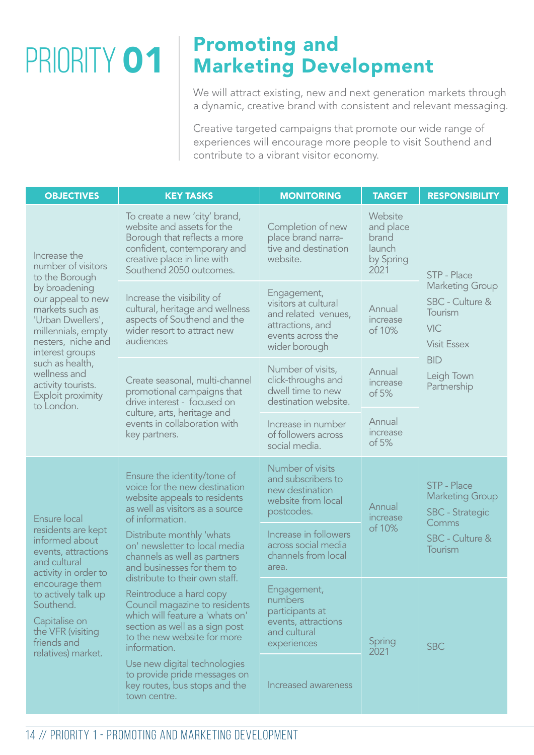# PRIORITY 01

## Promoting and Marketing Development

We will attract existing, new and next generation markets through a dynamic, creative brand with consistent and relevant messaging.

Creative targeted campaigns that promote our wide range of experiences will encourage more people to visit Southend and contribute to a vibrant visitor economy.

| OBJECTIVES | KEY TASKS | MONITORING | TARGET | RESPONSIBILITY |
|---|---|---|---|---|
| Increase the number of visitors to the Borough by broadening our appeal to new markets such as 'Urban Dwellers', millennials, empty nesters, niche and interest groups such as health, wellness and activity tourists. Exploit proximity to London. | To create a new 'city' brand, website and assets for the Borough that reflects a more confident, contemporary and creative place in line with Southend 2050 outcomes. | Completion of new place brand narrative and destination website. | Website and place brand launch by Spring 2021 | STP - Place Marketing Group<br>SBC - Culture & Tourism<br>VIC<br>Visit Essex<br>BID<br>Leigh Town Partnership |
| | Increase the visibility of cultural, heritage and wellness aspects of Southend and the wider resort to attract new audiences | Engagement, visitors at cultural and related venues, attractions, and events across the wider borough | Annual increase of 10% | |
| | Create seasonal, multi-channel promotional campaigns that drive interest - focused on culture, arts, heritage and events in collaboration with key partners. | Number of visits, click-throughs and dwell time to new destination website. | Annual increase of 5% | |
| | | Increase in number of followers across social media. | Annual increase of 5% | |
| Ensure local residents are kept informed about events, attractions and cultural activity in order to encourage them to actively talk up Southend.<br>Capitalise on the VFR (visiting friends and relatives) market. | Ensure the identity/tone of voice for the new destination website appeals to residents as well as visitors as a source of information.<br>Distribute monthly 'whats on' newsletter to local media channels as well as partners and businesses for them to distribute to their own staff.<br>Reintroduce a hard copy Council magazine to residents which will feature a 'whats on' section as well as a sign post to the new website for more information.<br>Use new digital technologies to provide pride messages on key routes, bus stops and the town centre. | Number of visits and subscribers to new destination website from local postcodes. | Annual increase of 10% | STP - Place Marketing Group<br>SBC - Strategic Comms<br>SBC - Culture & Tourism |
| | | Increase in followers across social media channels from local area. | | |
| | | Engagement, numbers participants at events, attractions and cultural experiences | Spring 2021 | SBC |
| | | Increased awareness | | |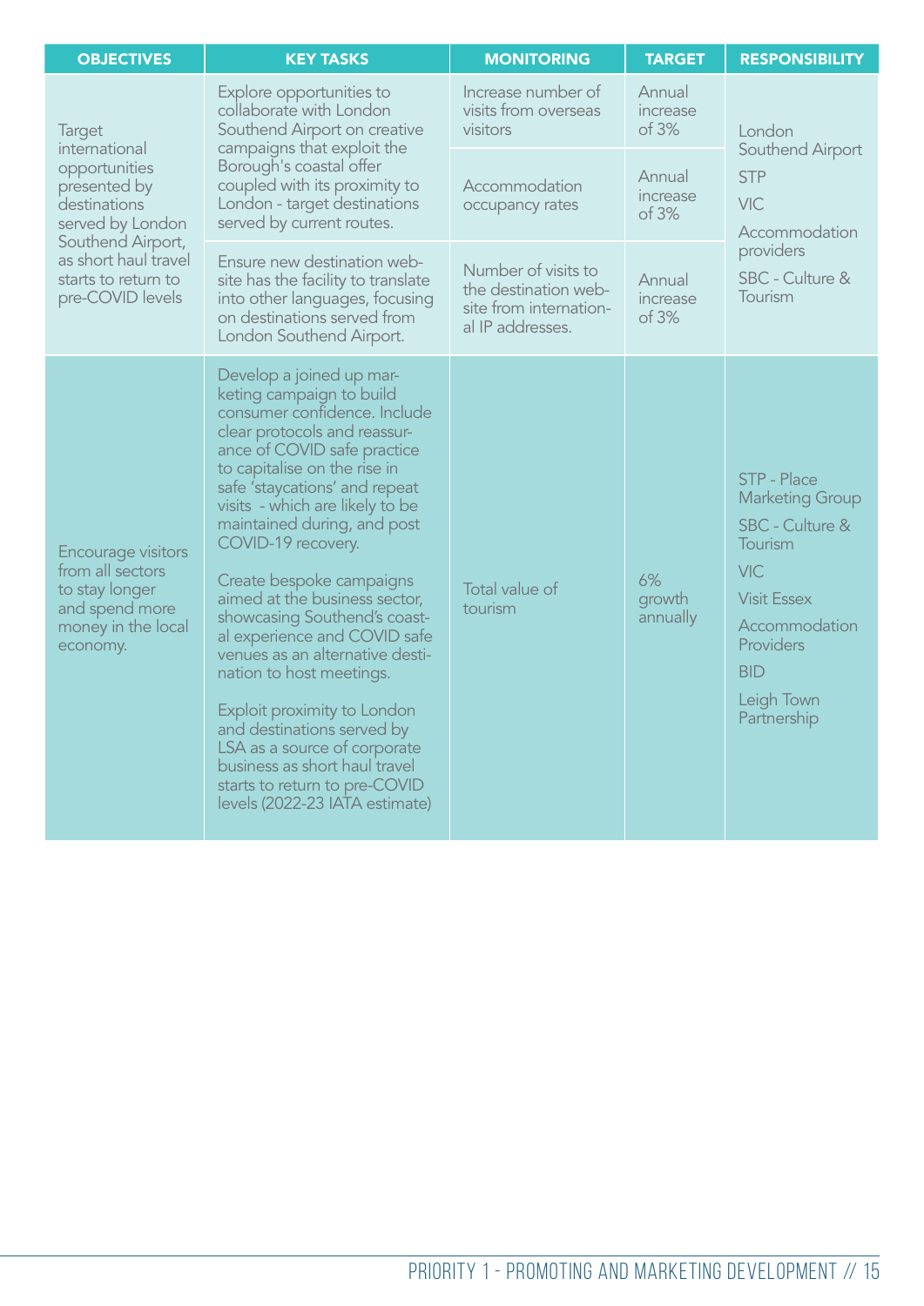| OBJECTIVES | KEY TASKS | MONITORING | TARGET | RESPONSIBILITY |
|---|---|---|---|---|
| Target international opportunities presented by destinations served by London Southend Airport, as short haul travel starts to return to pre-COVID levels | Explore opportunities to collaborate with London Southend Airport on creative campaigns that exploit the Borough's coastal offer coupled with its proximity to London - target destinations served by current routes. | Increase number of visits from overseas visitors | Annual increase of 3% | London Southend Airport<br>STP<br>VIC<br>Accommodation providers<br>SBC - Culture & Tourism |
| | | Accommodation occupancy rates | Annual increase of 3% | |
| | Ensure new destination web-site has the facility to translate into other languages, focusing on destinations served from London Southend Airport. | Number of visits to the destination web-site from internation-al IP addresses. | Annual increase of 3% | |
| Encourage visitors from all sectors to stay longer and spend more money in the local economy. | Develop a joined up mar-keting campaign to build consumer confidence. Include clear protocols and reassur-ance of COVID safe practice to capitalise on the rise in safe 'staycations' and repeat visits - which are likely to be maintained during, and post COVID-19 recovery.<br><br>Create bespoke campaigns aimed at the business sector, showcasing Southend's coast-al experience and COVID safe venues as an alternative desti-nation to host meetings.<br><br>Exploit proximity to London and destinations served by LSA as a source of corporate business as short haul travel starts to return to pre-COVID levels (2022-23 IATA estimate) | Total value of tourism | 6% growth annually | STP - Place Marketing Group<br>SBC - Culture & Tourism<br>VIC<br>Visit Essex<br>Accommodation Providers<br>BID<br>Leigh Town Partnership |